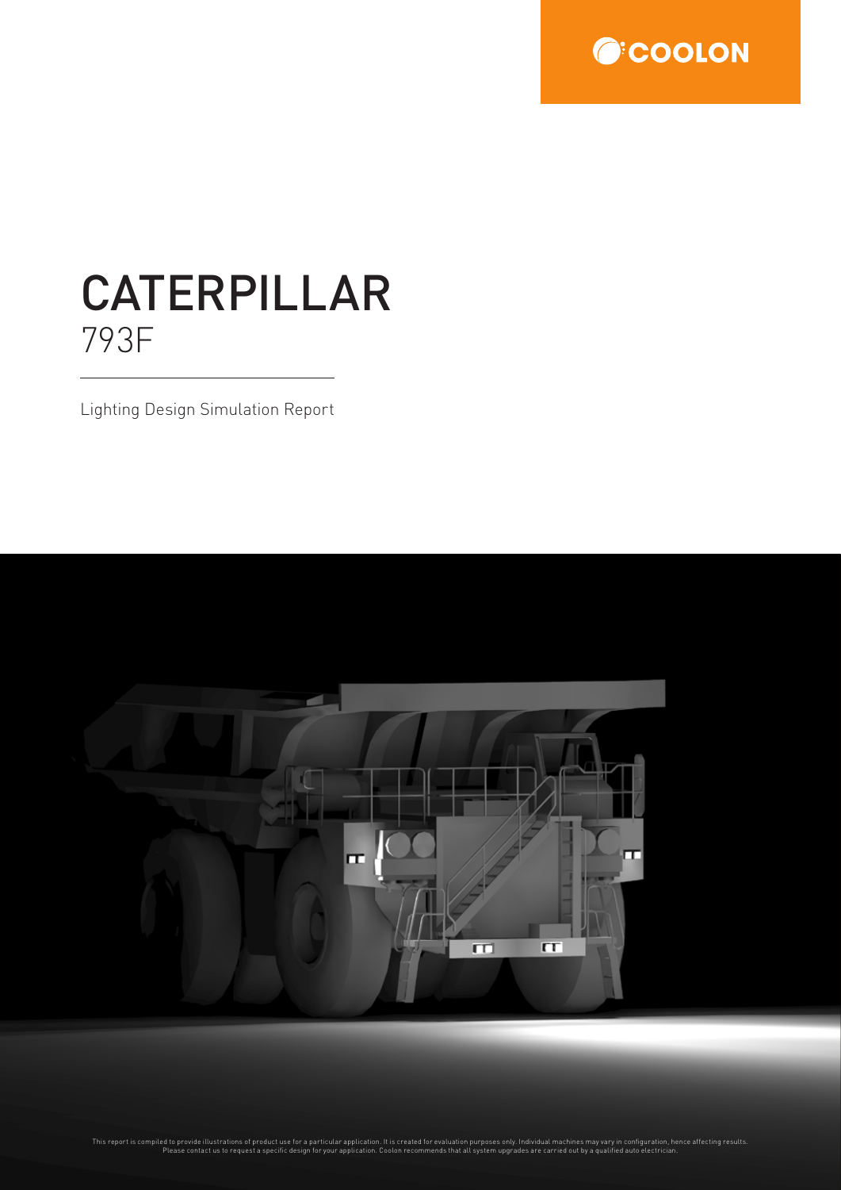COOLON

# CATERPILLAR

## 793F

Lighting Design Simulation Report

This report is compiled to provide illustrations of product use for a particular application. It is created for evaluation purposes only. Individual machines may vary in configuration, hence affecting results. Please contact us to request a specific design for your application. Coolon recommends that all system upgrades are carried out by a qualified auto electrician.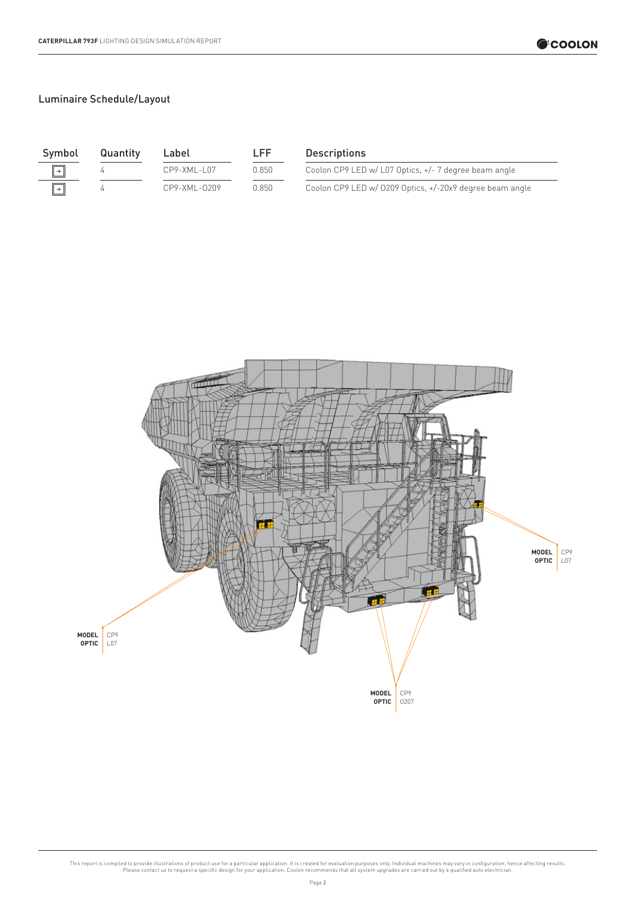## Luminaire Schedule/Layout

| Symbol | Quantity | Label | LFF | Descriptions |
|---|---|---|---|---|
| → | 4 | CP9-XML-L07 | 0.850 | Coolon CP9 LED w/ L07 Optics, +/- 7 degree beam angle |
| → | 4 | CP9-XML-O209 | 0.850 | Coolon CP9 LED w/ O209 Optics, +/-20x9 degree beam angle |

**MODEL** CP9
**OPTIC** L07

**MODEL** CP9
**OPTIC** L07

**MODEL** CP9
**OPTIC** O207

This report is compiled to provide illustrations of product use for a particular application. It is created for evaluation purposes only. Individual machines may vary in configuration, hence affecting results. Please contact us to request a specific design for your application. Coolon recommends that all system upgrades are carried out by a qualified auto electrician.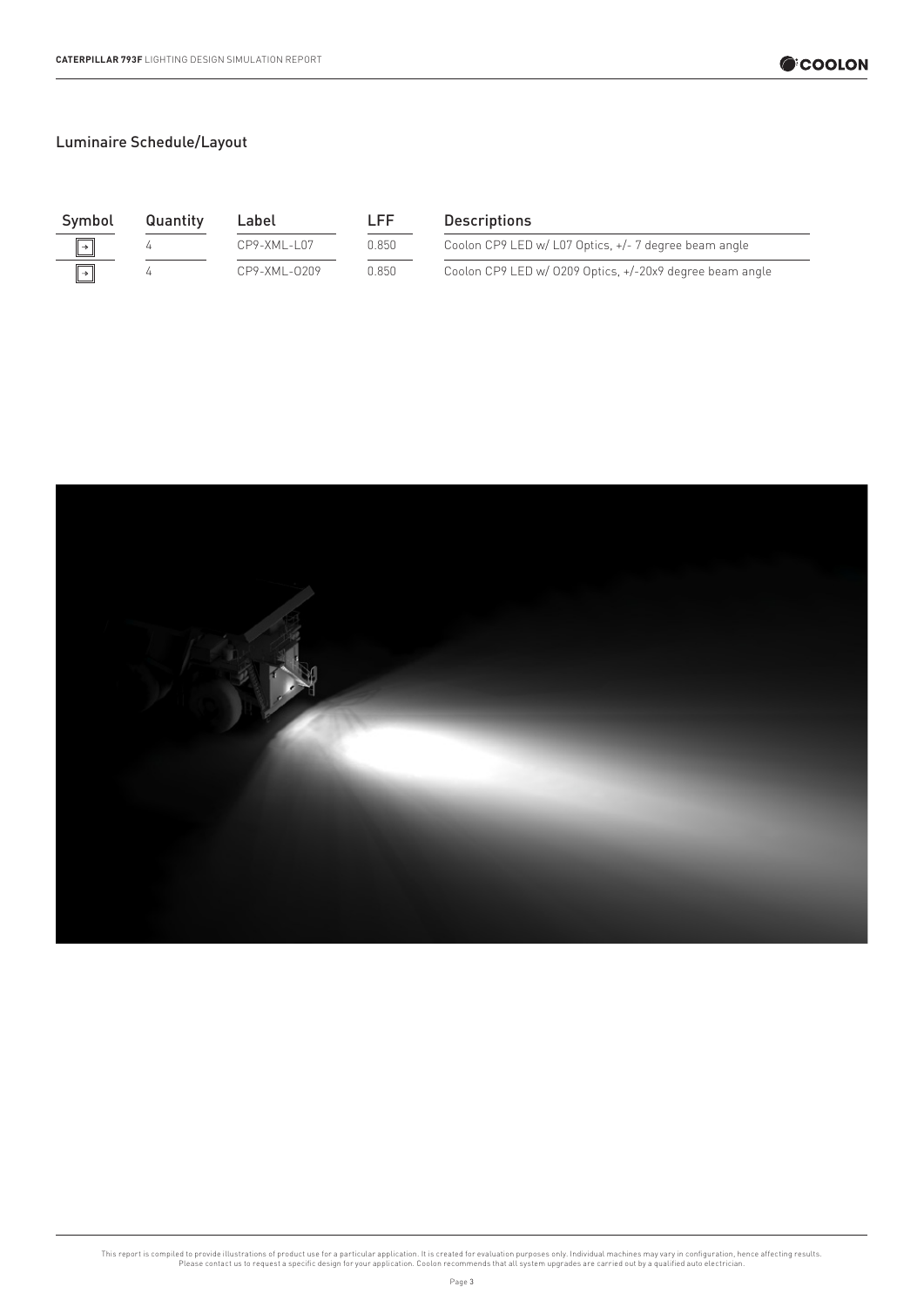## Luminaire Schedule/Layout

| Symbol | Quantity | Label | LFF | Descriptions |
|---|---|---|---|---|
| → | 4 | CP9-XML-L07 | 0.850 | Coolon CP9 LED w/ L07 Optics, +/- 7 degree beam angle |
| → | 4 | CP9-XML-O209 | 0.850 | Coolon CP9 LED w/ O209 Optics, +/-20x9 degree beam angle |

This report is compiled to provide illustrations of product use for a particular application. It is created for evaluation purposes only. Individual machines may vary in configuration, hence affecting results. Please contact us to request a specific design for your application. Coolon recommends that all system upgrades are carried out by a qualified auto electrician.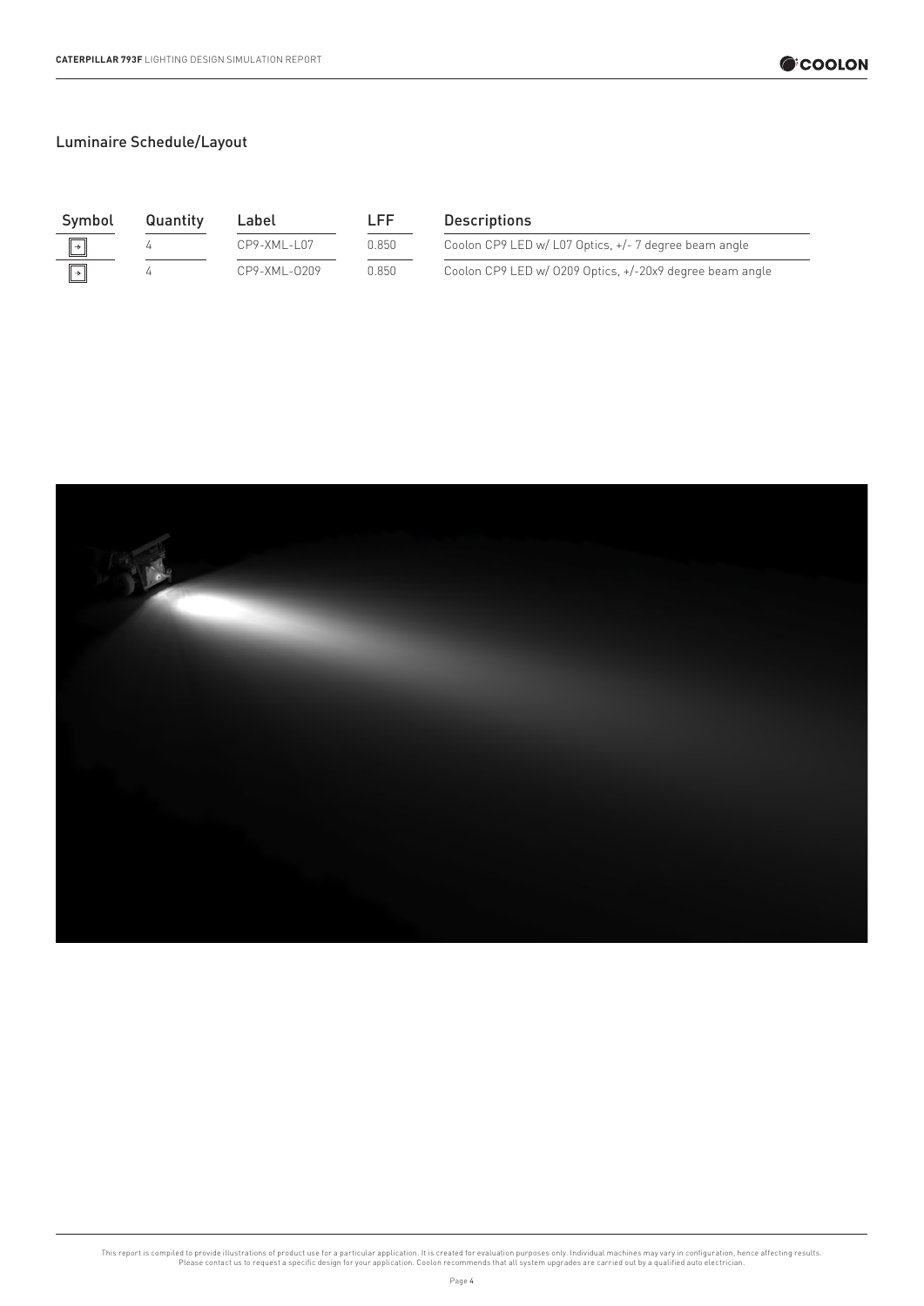## Luminaire Schedule/Layout

| Symbol | Quantity | Label | LFF | Descriptions |
|---|---|---|---|---|
| | 4 | CP9-XML-L07 | 0.850 | Coolon CP9 LED w/ L07 Optics, +/- 7 degree beam angle |
| | 4 | CP9-XML-O209 | 0.850 | Coolon CP9 LED w/ O209 Optics, +/-20x9 degree beam angle |

This report is compiled to provide illustrations of product use for a particular application. It is created for evaluation purposes only. Individual machines may vary in configuration, hence affecting results. Please contact us to request a specific design for your application. Coolon recommends that all system upgrades are carried out by a qualified auto electrician.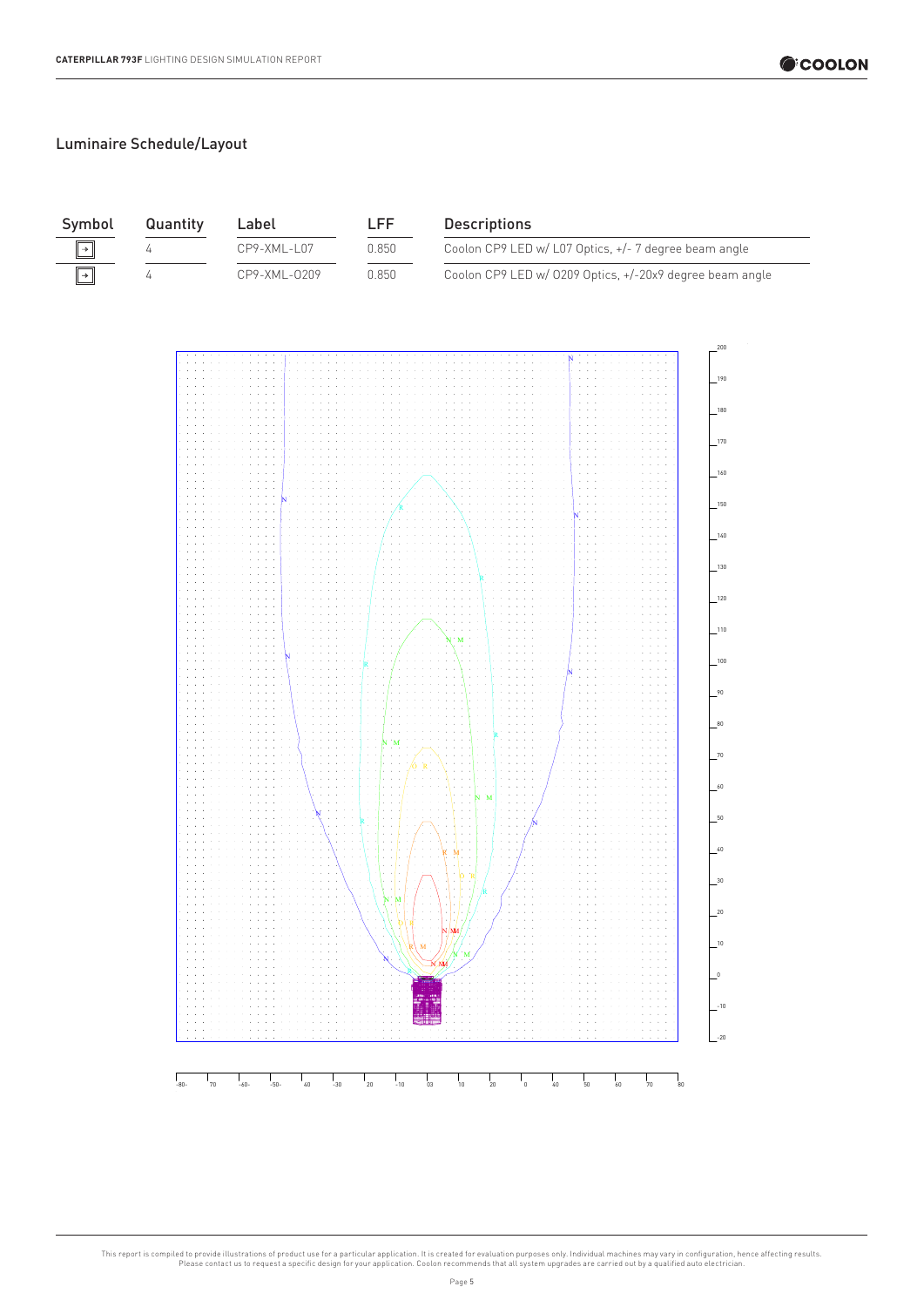## Luminaire Schedule/Layout

| Symbol | Quantity | Label | LFF | Descriptions |
|---|---|---|---|---|
| → | 4 | CP9-XML-L07 | 0.850 | Coolon CP9 LED w/ L07 Optics, +/- 7 degree beam angle |
| → | 4 | CP9-XML-O209 | 0.850 | Coolon CP9 LED w/ O209 Optics, +/-20x9 degree beam angle |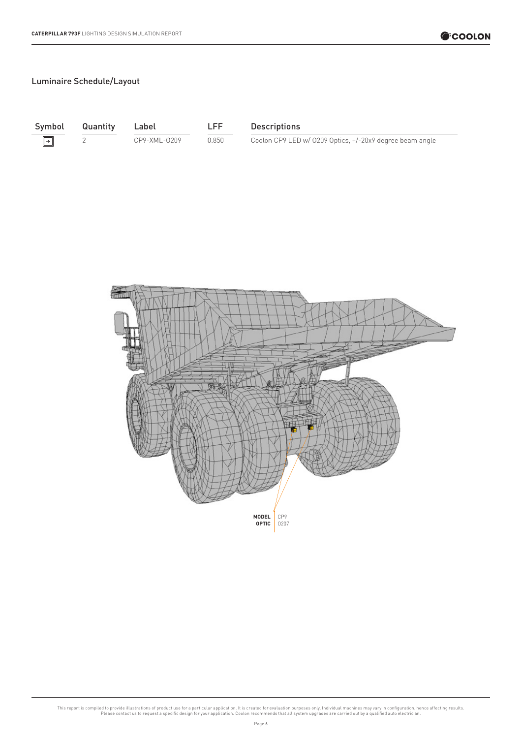## Luminaire Schedule/Layout

| Symbol | Quantity | Label | LFF | Descriptions |
|---|---|---|---|---|
| → | 2 | CP9-XML-O209 | 0.850 | Coolon CP9 LED w/ O209 Optics, +/-20x9 degree beam angle |

**MODEL** CP9
**OPTIC** O207

This report is compiled to provide illustrations of product use for a particular application. It is created for evaluation purposes only. Individual machines may vary in configuration, hence affecting results. Please contact us to request a specific design for your application. Coolon recommends that all system upgrades are carried out by a qualified auto electrician.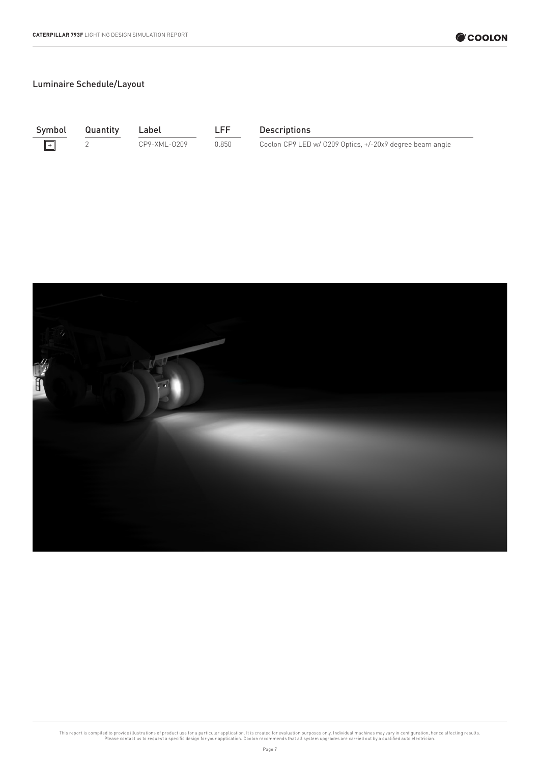## Luminaire Schedule/Layout

| Symbol | Quantity | Label | LFF | Descriptions |
|---|---|---|---|---|
| → | 2 | CP9-XML-O209 | 0.850 | Coolon CP9 LED w/ O209 Optics, +/-20x9 degree beam angle |

This report is compiled to provide illustrations of product use for a particular application. It is created for evaluation purposes only. Individual machines may vary in configuration, hence affecting results. Please contact us to request a specific design for your application. Coolon recommends that all system upgrades are carried out by a qualified auto electrician.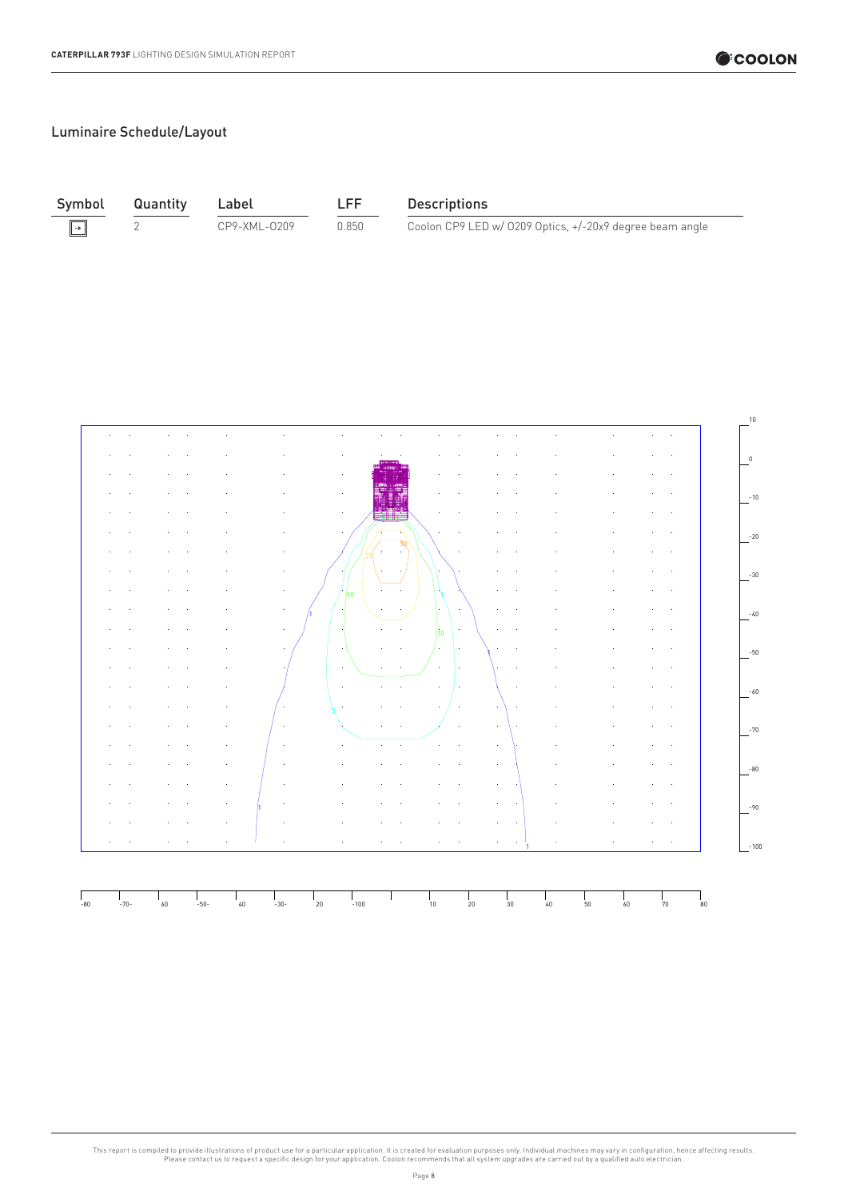## Luminaire Schedule/Layout

| Symbol | Quantity | Label | LFF | Descriptions |
|---|---|---|---|---|
| → | 2 | CP9-XML-0209 | 0.850 | Coolon CP9 LED w/ 0209 Optics, +/-20x9 degree beam angle |

50
20
10
5
10
1
5
1
1
1

10
0
-10
-20
-30
-40
-50
-60
-70
-80
-90
-100

-80
-70-
60
-50-
40
-30-
20
-100
10
20
30
40
50
60
70
80

This report is compiled to provide illustrations of product use for a particular application. It is created for evaluation purposes only. Individual machines may vary in configuration, hence affecting results. Please contact us to request a specific design for your application. Coolon recommends that all system upgrades are carried out by a qualified auto electrician.